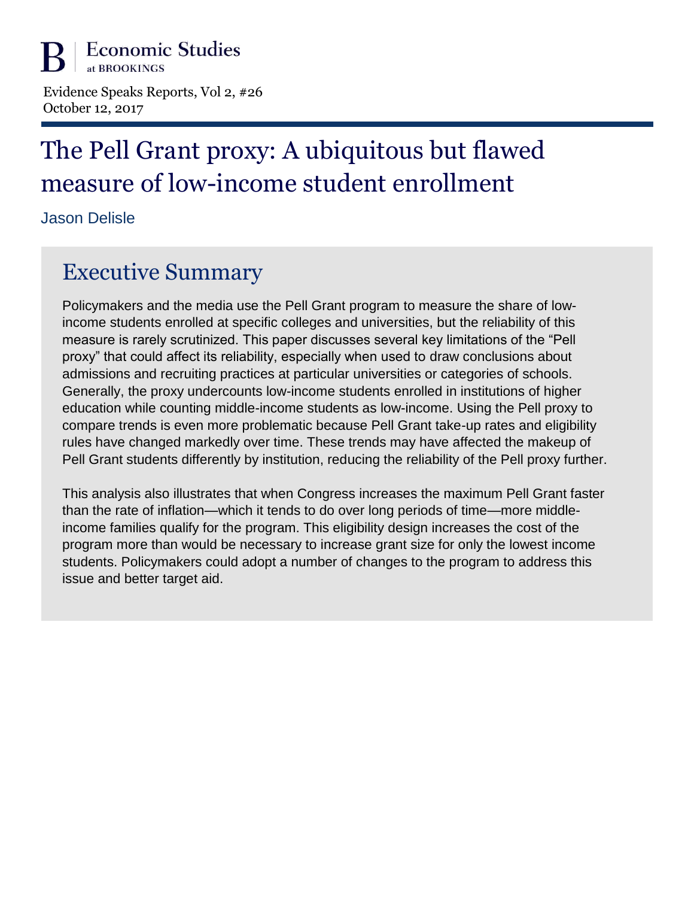Economic Studies at BROOKINGS

Evidence Speaks Reports, Vol 2, #26
October 12, 2017

# The Pell Grant proxy: A ubiquitous but flawed measure of low-income student enrollment

Jason Delisle

## Executive Summary

Policymakers and the media use the Pell Grant program to measure the share of low-income students enrolled at specific colleges and universities, but the reliability of this measure is rarely scrutinized. This paper discusses several key limitations of the "Pell proxy" that could affect its reliability, especially when used to draw conclusions about admissions and recruiting practices at particular universities or categories of schools. Generally, the proxy undercounts low-income students enrolled in institutions of higher education while counting middle-income students as low-income. Using the Pell proxy to compare trends is even more problematic because Pell Grant take-up rates and eligibility rules have changed markedly over time. These trends may have affected the makeup of Pell Grant students differently by institution, reducing the reliability of the Pell proxy further.

This analysis also illustrates that when Congress increases the maximum Pell Grant faster than the rate of inflation—which it tends to do over long periods of time—more middle-income families qualify for the program. This eligibility design increases the cost of the program more than would be necessary to increase grant size for only the lowest income students. Policymakers could adopt a number of changes to the program to address this issue and better target aid.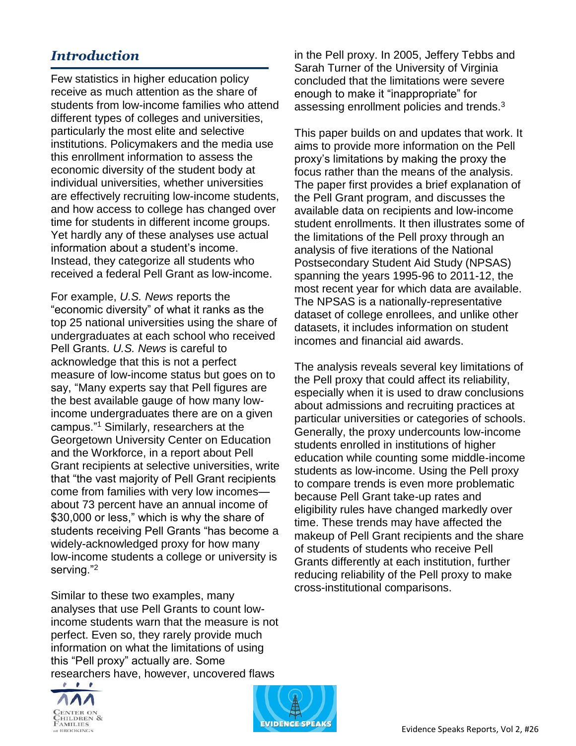## *Introduction*

Few statistics in higher education policy receive as much attention as the share of students from low-income families who attend different types of colleges and universities, particularly the most elite and selective institutions. Policymakers and the media use this enrollment information to assess the economic diversity of the student body at individual universities, whether universities are effectively recruiting low-income students, and how access to college has changed over time for students in different income groups. Yet hardly any of these analyses use actual information about a student's income. Instead, they categorize all students who received a federal Pell Grant as low-income.

For example, *U.S. News* reports the "economic diversity" of what it ranks as the top 25 national universities using the share of undergraduates at each school who received Pell Grants. *U.S. News* is careful to acknowledge that this is not a perfect measure of low-income status but goes on to say, "Many experts say that Pell figures are the best available gauge of how many low-income undergraduates there are on a given campus."[1] Similarly, researchers at the Georgetown University Center on Education and the Workforce, in a report about Pell Grant recipients at selective universities, write that "the vast majority of Pell Grant recipients come from families with very low incomes—about 73 percent have an annual income of $30,000 or less," which is why the share of students receiving Pell Grants "has become a widely-acknowledged proxy for how many low-income students a college or university is serving."[2]

Similar to these two examples, many analyses that use Pell Grants to count low-income students warn that the measure is not perfect. Even so, they rarely provide much information on what the limitations of using this "Pell proxy" actually are. Some researchers have, however, uncovered flaws in the Pell proxy. In 2005, Jeffery Tebbs and Sarah Turner of the University of Virginia concluded that the limitations were severe enough to make it "inappropriate" for assessing enrollment policies and trends.[3]

This paper builds on and updates that work. It aims to provide more information on the Pell proxy's limitations by making the proxy the focus rather than the means of the analysis. The paper first provides a brief explanation of the Pell Grant program, and discusses the available data on recipients and low-income student enrollments. It then illustrates some of the limitations of the Pell proxy through an analysis of five iterations of the National Postsecondary Student Aid Study (NPSAS) spanning the years 1995-96 to 2011-12, the most recent year for which data are available. The NPSAS is a nationally-representative dataset of college enrollees, and unlike other datasets, it includes information on student incomes and financial aid awards.

The analysis reveals several key limitations of the Pell proxy that could affect its reliability, especially when it is used to draw conclusions about admissions and recruiting practices at particular universities or categories of schools. Generally, the proxy undercounts low-income students enrolled in institutions of higher education while counting some middle-income students as low-income. Using the Pell proxy to compare trends is even more problematic because Pell Grant take-up rates and eligibility rules have changed markedly over time. These trends may have affected the makeup of Pell Grant recipients and the share of students of students who receive Pell Grants differently at each institution, further reducing reliability of the Pell proxy to make cross-institutional comparisons.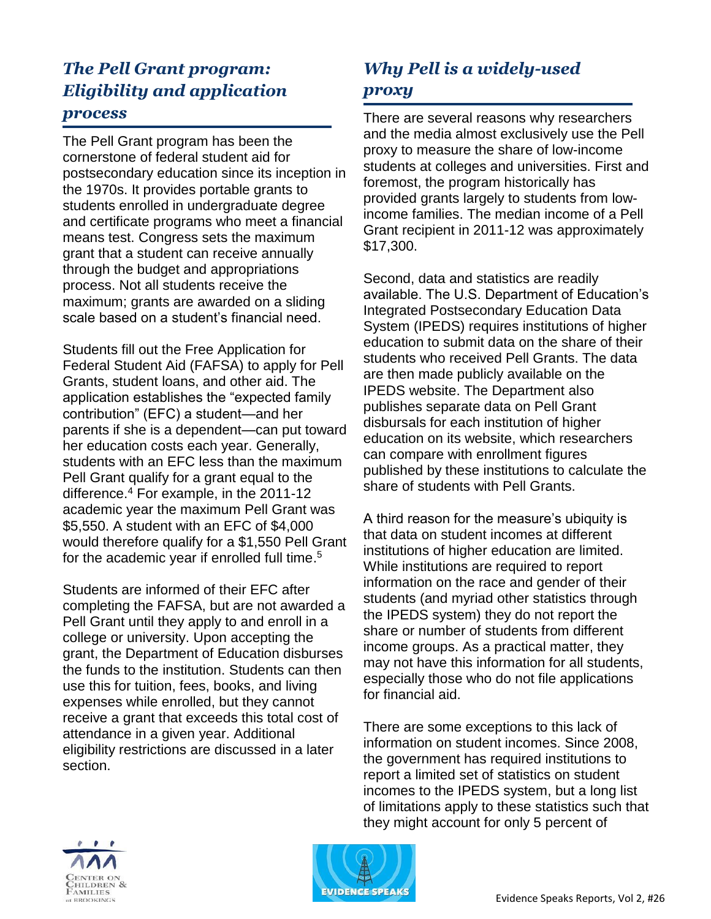## *The Pell Grant program: Eligibility and application process*

The Pell Grant program has been the cornerstone of federal student aid for postsecondary education since its inception in the 1970s. It provides portable grants to students enrolled in undergraduate degree and certificate programs who meet a financial means test. Congress sets the maximum grant that a student can receive annually through the budget and appropriations process. Not all students receive the maximum; grants are awarded on a sliding scale based on a student's financial need.

Students fill out the Free Application for Federal Student Aid (FAFSA) to apply for Pell Grants, student loans, and other aid. The application establishes the "expected family contribution" (EFC) a student—and her parents if she is a dependent—can put toward her education costs each year. Generally, students with an EFC less than the maximum Pell Grant qualify for a grant equal to the difference.[4] For example, in the 2011-12 academic year the maximum Pell Grant was $5,550. A student with an EFC of $4,000 would therefore qualify for a $1,550 Pell Grant for the academic year if enrolled full time.[5]

Students are informed of their EFC after completing the FAFSA, but are not awarded a Pell Grant until they apply to and enroll in a college or university. Upon accepting the grant, the Department of Education disburses the funds to the institution. Students can then use this for tuition, fees, books, and living expenses while enrolled, but they cannot receive a grant that exceeds this total cost of attendance in a given year. Additional eligibility restrictions are discussed in a later section.

## *Why Pell is a widely-used proxy*

There are several reasons why researchers and the media almost exclusively use the Pell proxy to measure the share of low-income students at colleges and universities. First and foremost, the program historically has provided grants largely to students from low-income families. The median income of a Pell Grant recipient in 2011-12 was approximately $17,300.

Second, data and statistics are readily available. The U.S. Department of Education's Integrated Postsecondary Education Data System (IPEDS) requires institutions of higher education to submit data on the share of their students who received Pell Grants. The data are then made publicly available on the IPEDS website. The Department also publishes separate data on Pell Grant disbursals for each institution of higher education on its website, which researchers can compare with enrollment figures published by these institutions to calculate the share of students with Pell Grants.

A third reason for the measure's ubiquity is that data on student incomes at different institutions of higher education are limited. While institutions are required to report information on the race and gender of their students (and myriad other statistics through the IPEDS system) they do not report the share or number of students from different income groups. As a practical matter, they may not have this information for all students, especially those who do not file applications for financial aid.

There are some exceptions to this lack of information on student incomes. Since 2008, the government has required institutions to report a limited set of statistics on student incomes to the IPEDS system, but a long list of limitations apply to these statistics such that they might account for only 5 percent of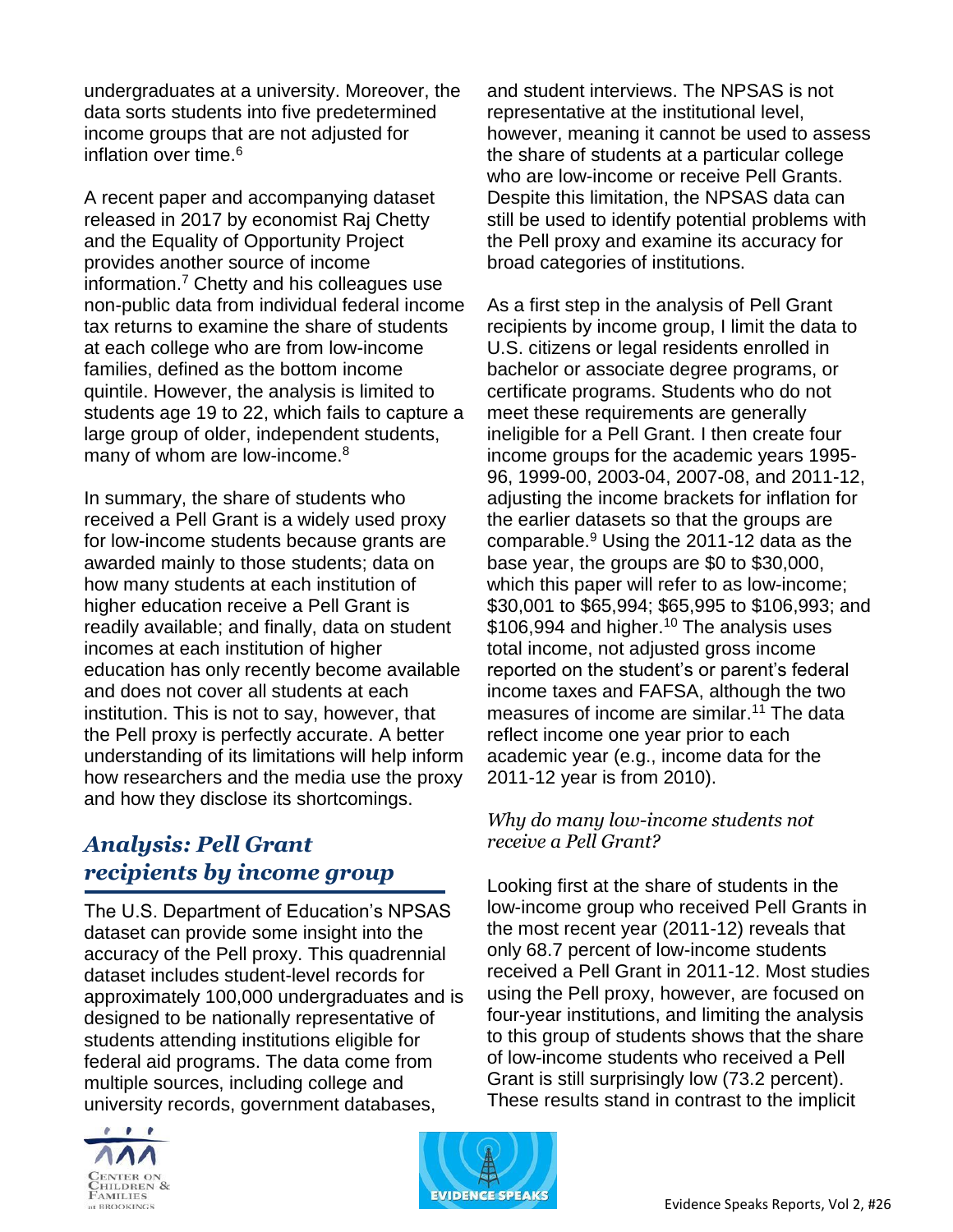undergraduates at a university. Moreover, the data sorts students into five predetermined income groups that are not adjusted for inflation over time.[6]

A recent paper and accompanying dataset released in 2017 by economist Raj Chetty and the Equality of Opportunity Project provides another source of income information.[7] Chetty and his colleagues use non-public data from individual federal income tax returns to examine the share of students at each college who are from low-income families, defined as the bottom income quintile. However, the analysis is limited to students age 19 to 22, which fails to capture a large group of older, independent students, many of whom are low-income.[8]

In summary, the share of students who received a Pell Grant is a widely used proxy for low-income students because grants are awarded mainly to those students; data on how many students at each institution of higher education receive a Pell Grant is readily available; and finally, data on student incomes at each institution of higher education has only recently become available and does not cover all students at each institution. This is not to say, however, that the Pell proxy is perfectly accurate. A better understanding of its limitations will help inform how researchers and the media use the proxy and how they disclose its shortcomings.

## *Analysis: Pell Grant recipients by income group*

The U.S. Department of Education's NPSAS dataset can provide some insight into the accuracy of the Pell proxy. This quadrennial dataset includes student-level records for approximately 100,000 undergraduates and is designed to be nationally representative of students attending institutions eligible for federal aid programs. The data come from multiple sources, including college and university records, government databases, and student interviews. The NPSAS is not representative at the institutional level, however, meaning it cannot be used to assess the share of students at a particular college who are low-income or receive Pell Grants. Despite this limitation, the NPSAS data can still be used to identify potential problems with the Pell proxy and examine its accuracy for broad categories of institutions.

As a first step in the analysis of Pell Grant recipients by income group, I limit the data to U.S. citizens or legal residents enrolled in bachelor or associate degree programs, or certificate programs. Students who do not meet these requirements are generally ineligible for a Pell Grant. I then create four income groups for the academic years 1995-96, 1999-00, 2003-04, 2007-08, and 2011-12, adjusting the income brackets for inflation for the earlier datasets so that the groups are comparable.[9] Using the 2011-12 data as the base year, the groups are $0 to $30,000, which this paper will refer to as low-income; $30,001 to $65,994; $65,995 to $106,993; and $106,994 and higher.[10] The analysis uses total income, not adjusted gross income reported on the student's or parent's federal income taxes and FAFSA, although the two measures of income are similar.[11] The data reflect income one year prior to each academic year (e.g., income data for the 2011-12 year is from 2010).

### *Why do many low-income students not receive a Pell Grant?*

Looking first at the share of students in the low-income group who received Pell Grants in the most recent year (2011-12) reveals that only 68.7 percent of low-income students received a Pell Grant in 2011-12. Most studies using the Pell proxy, however, are focused on four-year institutions, and limiting the analysis to this group of students shows that the share of low-income students who received a Pell Grant is still surprisingly low (73.2 percent). These results stand in contrast to the implicit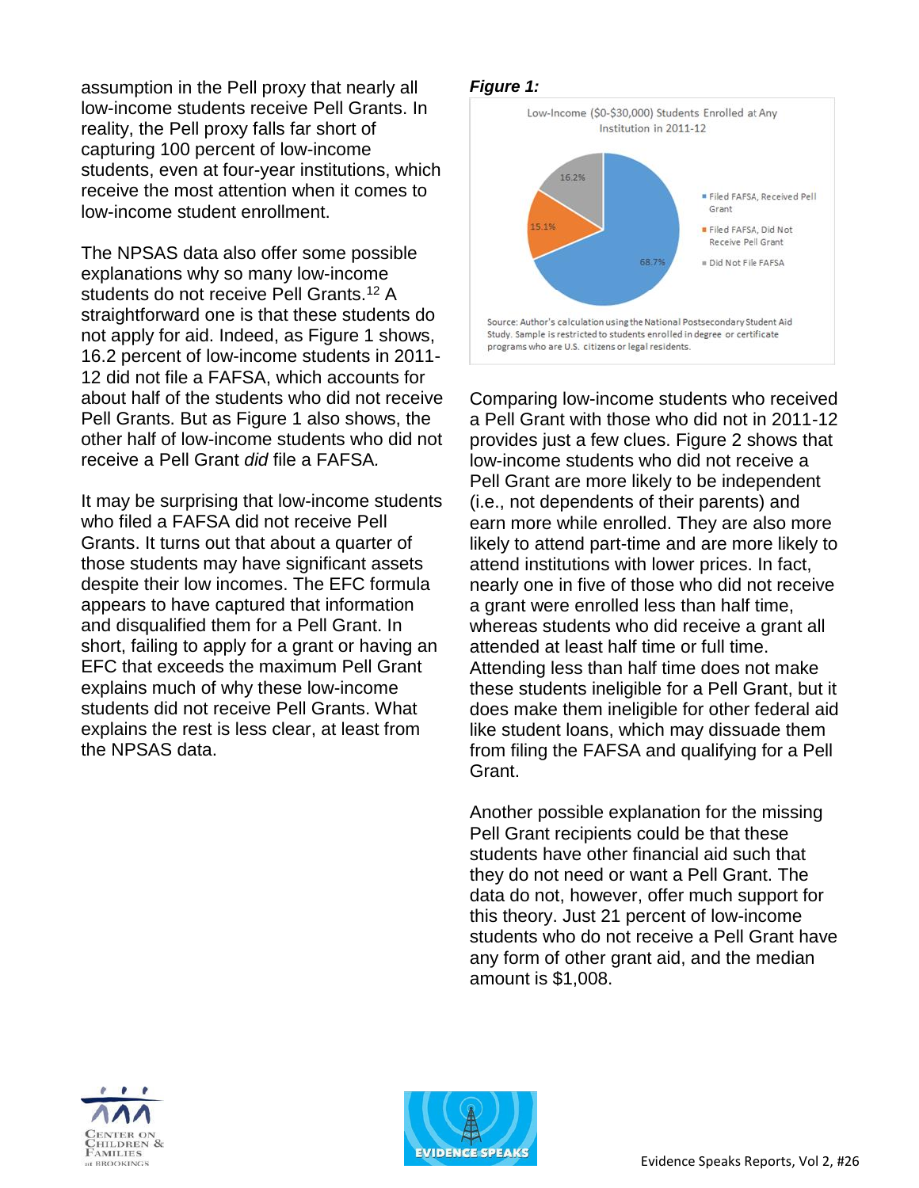assumption in the Pell proxy that nearly all low-income students receive Pell Grants. In reality, the Pell proxy falls far short of capturing 100 percent of low-income students, even at four-year institutions, which receive the most attention when it comes to low-income student enrollment.

The NPSAS data also offer some possible explanations why so many low-income students do not receive Pell Grants.[12] A straightforward one is that these students do not apply for aid. Indeed, as Figure 1 shows, 16.2 percent of low-income students in 2011-12 did not file a FAFSA, which accounts for about half of the students who did not receive Pell Grants. But as Figure 1 also shows, the other half of low-income students who did not receive a Pell Grant *did* file a FAFSA.

It may be surprising that low-income students who filed a FAFSA did not receive Pell Grants. It turns out that about a quarter of those students may have significant assets despite their low incomes. The EFC formula appears to have captured that information and disqualified them for a Pell Grant. In short, failing to apply for a grant or having an EFC that exceeds the maximum Pell Grant explains much of why these low-income students did not receive Pell Grants. What explains the rest is less clear, at least from the NPSAS data.

***Figure 1:***

Low-Income ($0-$30,000) Students Enrolled at Any Institution in 2011-12

- Filed FAFSA, Received Pell Grant: 68.7%
- Filed FAFSA, Did Not Receive Pell Grant: 15.1%
- Did Not File FAFSA: 16.2%

Source: Author's calculation using the National Postsecondary Student Aid Study. Sample is restricted to students enrolled in degree or certificate programs who are U.S. citizens or legal residents.

Comparing low-income students who received a Pell Grant with those who did not in 2011-12 provides just a few clues. Figure 2 shows that low-income students who did not receive a Pell Grant are more likely to be independent (i.e., not dependents of their parents) and earn more while enrolled. They are also more likely to attend part-time and are more likely to attend institutions with lower prices. In fact, nearly one in five of those who did not receive a grant were enrolled less than half time, whereas students who did receive a grant all attended at least half time or full time. Attending less than half time does not make these students ineligible for a Pell Grant, but it does make them ineligible for other federal aid like student loans, which may dissuade them from filing the FAFSA and qualifying for a Pell Grant.

Another possible explanation for the missing Pell Grant recipients could be that these students have other financial aid such that they do not need or want a Pell Grant. The data do not, however, offer much support for this theory. Just 21 percent of low-income students who do not receive a Pell Grant have any form of other grant aid, and the median amount is $1,008.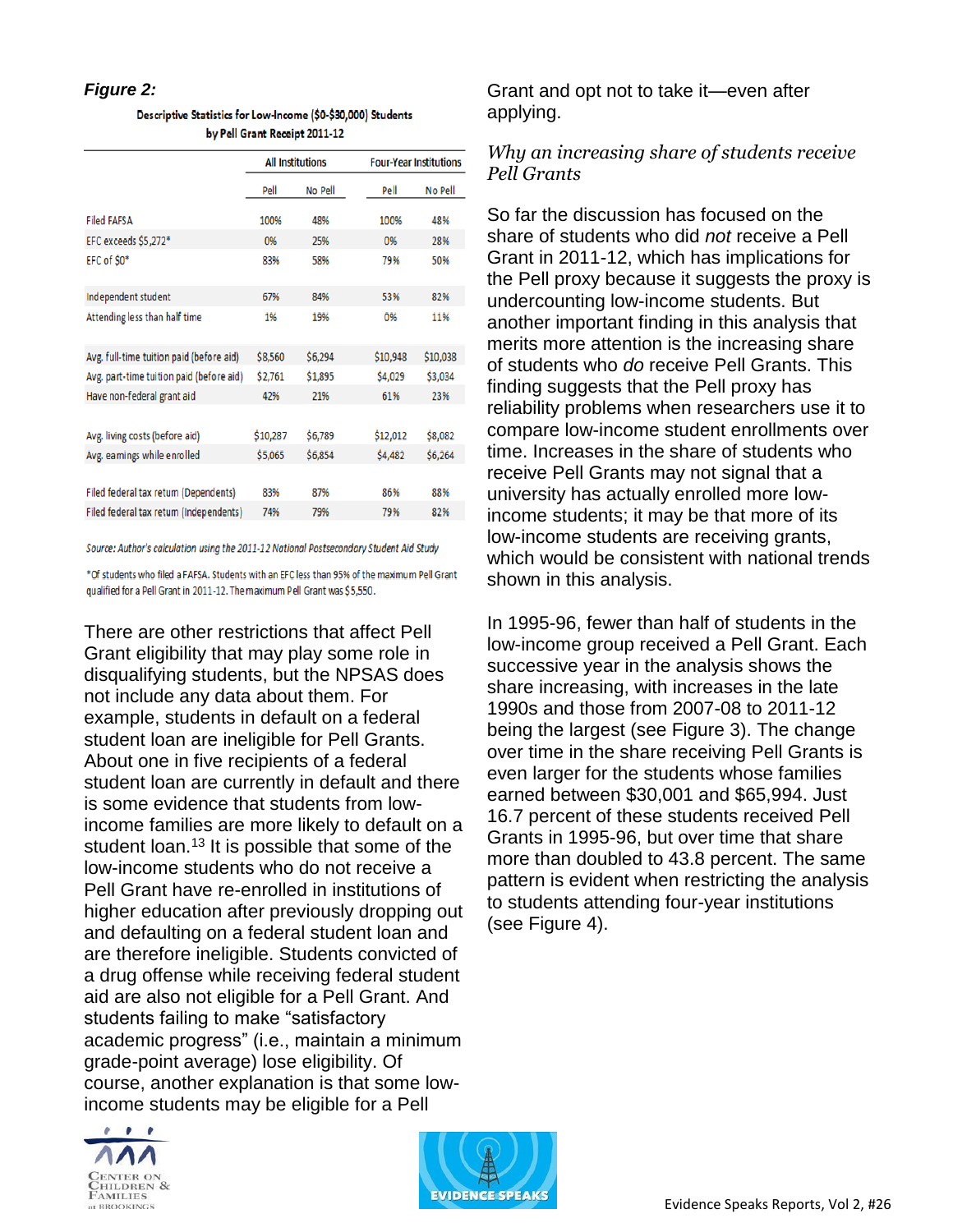***Figure 2:***

**Descriptive Statistics for Low-Income ($0-$30,000) Students by Pell Grant Receipt 2011-12**

| | All Institutions | | Four-Year Institutions | |
|---|---|---|---|---|
| | Pell | No Pell | Pell | No Pell |
| Filed FAFSA | 100% | 48% | 100% | 48% |
| EFC exceeds $5,272* | 0% | 25% | 0% | 28% |
| EFC of $0* | 83% | 58% | 79% | 50% |
| Independent student | 67% | 84% | 53% | 82% |
| Attending less than half time | 1% | 19% | 0% | 11% |
| Avg. full-time tuition paid (before aid) | $8,560 | $6,294 | $10,948 | $10,038 |
| Avg. part-time tuition paid (before aid) | $2,761 | $1,895 | $4,029 | $3,034 |
| Have non-federal grant aid | 42% | 21% | 61% | 23% |
| Avg. living costs (before aid) | $10,287 | $6,789 | $12,012 | $8,082 |
| Avg. earnings while enrolled | $5,065 | $6,854 | $4,482 | $6,264 |
| Filed federal tax return (Dependents) | 83% | 87% | 86% | 88% |
| Filed federal tax return (Independents) | 74% | 79% | 79% | 82% |

*Source: Author's calculation using the 2011-12 National Postsecondary Student Aid Study*

*Of students who filed a FAFSA. Students with an EFC less than 95% of the maximum Pell Grant qualified for a Pell Grant in 2011-12. The maximum Pell Grant was $5,550.

There are other restrictions that affect Pell Grant eligibility that may play some role in disqualifying students, but the NPSAS does not include any data about them. For example, students in default on a federal student loan are ineligible for Pell Grants. About one in five recipients of a federal student loan are currently in default and there is some evidence that students from low-income families are more likely to default on a student loan.[13] It is possible that some of the low-income students who do not receive a Pell Grant have re-enrolled in institutions of higher education after previously dropping out and defaulting on a federal student loan and are therefore ineligible. Students convicted of a drug offense while receiving federal student aid are also not eligible for a Pell Grant. And students failing to make "satisfactory academic progress" (i.e., maintain a minimum grade-point average) lose eligibility. Of course, another explanation is that some low-income students may be eligible for a Pell Grant and opt not to take it—even after applying.

### *Why an increasing share of students receive Pell Grants*

So far the discussion has focused on the share of students who did *not* receive a Pell Grant in 2011-12, which has implications for the Pell proxy because it suggests the proxy is undercounting low-income students. But another important finding in this analysis that merits more attention is the increasing share of students who *do* receive Pell Grants. This finding suggests that the Pell proxy has reliability problems when researchers use it to compare low-income student enrollments over time. Increases in the share of students who receive Pell Grants may not signal that a university has actually enrolled more low-income students; it may be that more of its low-income students are receiving grants, which would be consistent with national trends shown in this analysis.

In 1995-96, fewer than half of students in the low-income group received a Pell Grant. Each successive year in the analysis shows the share increasing, with increases in the late 1990s and those from 2007-08 to 2011-12 being the largest (see Figure 3). The change over time in the share receiving Pell Grants is even larger for the students whose families earned between $30,001 and $65,994. Just 16.7 percent of these students received Pell Grants in 1995-96, but over time that share more than doubled to 43.8 percent. The same pattern is evident when restricting the analysis to students attending four-year institutions (see Figure 4).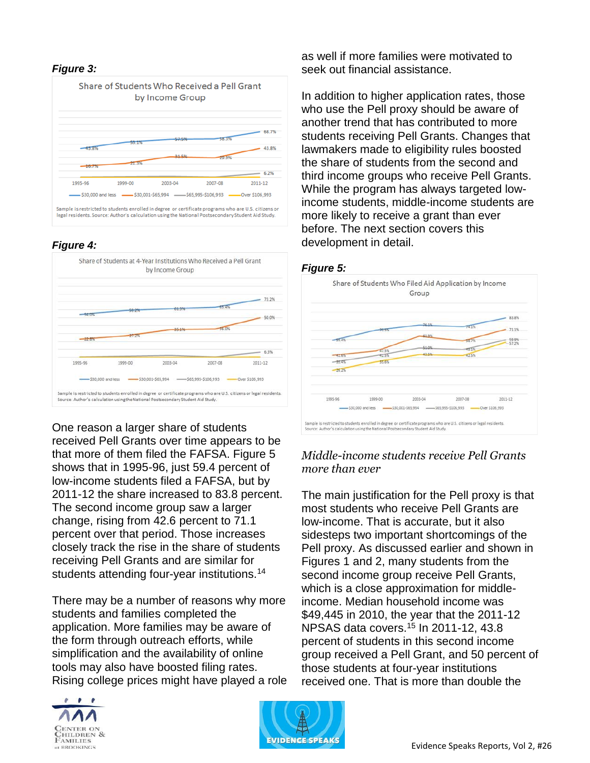***Figure 3:***

Share of Students Who Received a Pell Grant by Income Group

Sample is restricted to students enrolled in degree or certificate programs who are U.S. citizens or legal residents. Source: Author's calculation using the National Postsecondary Student Aid Study.

***Figure 4:***

Share of Students at 4-Year Institutions Who Received a Pell Grant by Income Group

Sample is restricted to students enrolled in degree or certificate programs who are U.S. citizens or legal residents. Source: Author's calculation using the National Postsecondary Student Aid Study.

One reason a larger share of students received Pell Grants over time appears to be that more of them filed the FAFSA. Figure 5 shows that in 1995-96, just 59.4 percent of low-income students filed a FAFSA, but by 2011-12 the share increased to 83.8 percent. The second income group saw a larger change, rising from 42.6 percent to 71.1 percent over that period. Those increases closely track the rise in the share of students receiving Pell Grants and are similar for students attending four-year institutions.[14]

There may be a number of reasons why more students and families completed the application. More families may be aware of the form through outreach efforts, while simplification and the availability of online tools may also have boosted filing rates. Rising college prices might have played a role as well if more families were motivated to seek out financial assistance.

In addition to higher application rates, those who use the Pell proxy should be aware of another trend that has contributed to more students receiving Pell Grants. Changes that lawmakers made to eligibility rules boosted the share of students from the second and third income groups who receive Pell Grants. While the program has always targeted low-income students, middle-income students are more likely to receive a grant than ever before. The next section covers this development in detail.

***Figure 5:***

Share of Students Who Filed Aid Application by Income Group

Sample is restricted to students enrolled in degree or certificate programs who are U.S. citizens or legal residents. Source: Author's calculation using the National Postsecondary Student Aid Study.

*Middle-income students receive Pell Grants more than ever*

The main justification for the Pell proxy is that most students who receive Pell Grants are low-income. That is accurate, but it also sidesteps two important shortcomings of the Pell proxy. As discussed earlier and shown in Figures 1 and 2, many students from the second income group receive Pell Grants, which is a close approximation for middle-income. Median household income was $49,445 in 2010, the year that the 2011-12 NPSAS data covers.[15] In 2011-12, 43.8 percent of students in this second income group received a Pell Grant, and 50 percent of those students at four-year institutions received one. That is more than double the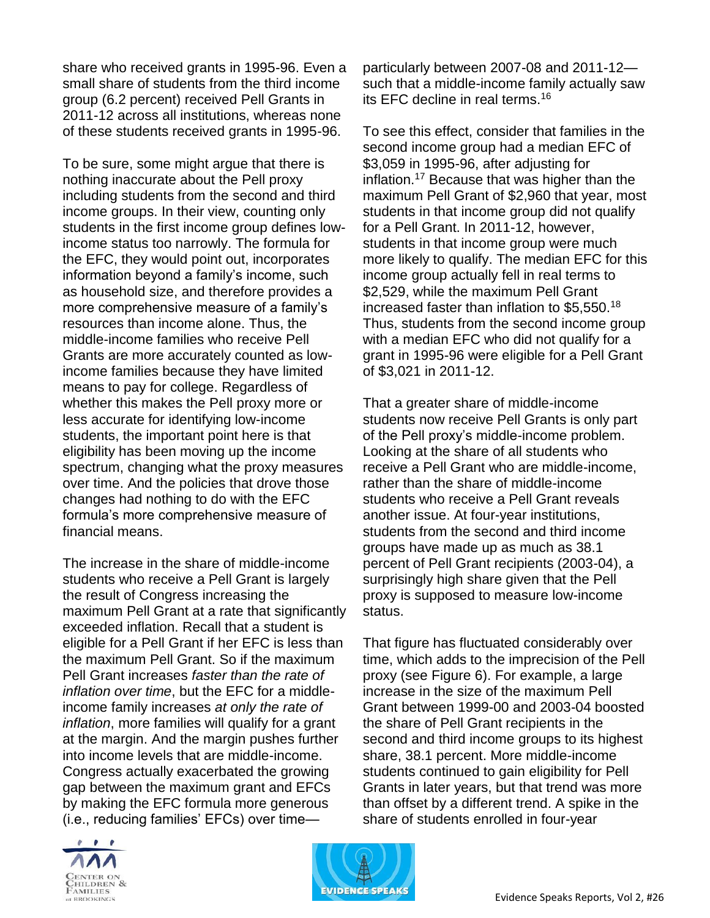share who received grants in 1995-96. Even a small share of students from the third income group (6.2 percent) received Pell Grants in 2011-12 across all institutions, whereas none of these students received grants in 1995-96.

To be sure, some might argue that there is nothing inaccurate about the Pell proxy including students from the second and third income groups. In their view, counting only students in the first income group defines low-income status too narrowly. The formula for the EFC, they would point out, incorporates information beyond a family's income, such as household size, and therefore provides a more comprehensive measure of a family's resources than income alone. Thus, the middle-income families who receive Pell Grants are more accurately counted as low-income families because they have limited means to pay for college. Regardless of whether this makes the Pell proxy more or less accurate for identifying low-income students, the important point here is that eligibility has been moving up the income spectrum, changing what the proxy measures over time. And the policies that drove those changes had nothing to do with the EFC formula's more comprehensive measure of financial means.

The increase in the share of middle-income students who receive a Pell Grant is largely the result of Congress increasing the maximum Pell Grant at a rate that significantly exceeded inflation. Recall that a student is eligible for a Pell Grant if her EFC is less than the maximum Pell Grant. So if the maximum Pell Grant increases *faster than the rate of inflation over time*, but the EFC for a middle-income family increases *at only the rate of inflation*, more families will qualify for a grant at the margin. And the margin pushes further into income levels that are middle-income. Congress actually exacerbated the growing gap between the maximum grant and EFCs by making the EFC formula more generous (i.e., reducing families' EFCs) over time—particularly between 2007-08 and 2011-12—such that a middle-income family actually saw its EFC decline in real terms.[16]

To see this effect, consider that families in the second income group had a median EFC of $3,059 in 1995-96, after adjusting for inflation.[17] Because that was higher than the maximum Pell Grant of $2,960 that year, most students in that income group did not qualify for a Pell Grant. In 2011-12, however, students in that income group were much more likely to qualify. The median EFC for this income group actually fell in real terms to $2,529, while the maximum Pell Grant increased faster than inflation to $5,550.[18] Thus, students from the second income group with a median EFC who did not qualify for a grant in 1995-96 were eligible for a Pell Grant of $3,021 in 2011-12.

That a greater share of middle-income students now receive Pell Grants is only part of the Pell proxy's middle-income problem. Looking at the share of all students who receive a Pell Grant who are middle-income, rather than the share of middle-income students who receive a Pell Grant reveals another issue. At four-year institutions, students from the second and third income groups have made up as much as 38.1 percent of Pell Grant recipients (2003-04), a surprisingly high share given that the Pell proxy is supposed to measure low-income status.

That figure has fluctuated considerably over time, which adds to the imprecision of the Pell proxy (see Figure 6). For example, a large increase in the size of the maximum Pell Grant between 1999-00 and 2003-04 boosted the share of Pell Grant recipients in the second and third income groups to its highest share, 38.1 percent. More middle-income students continued to gain eligibility for Pell Grants in later years, but that trend was more than offset by a different trend. A spike in the share of students enrolled in four-year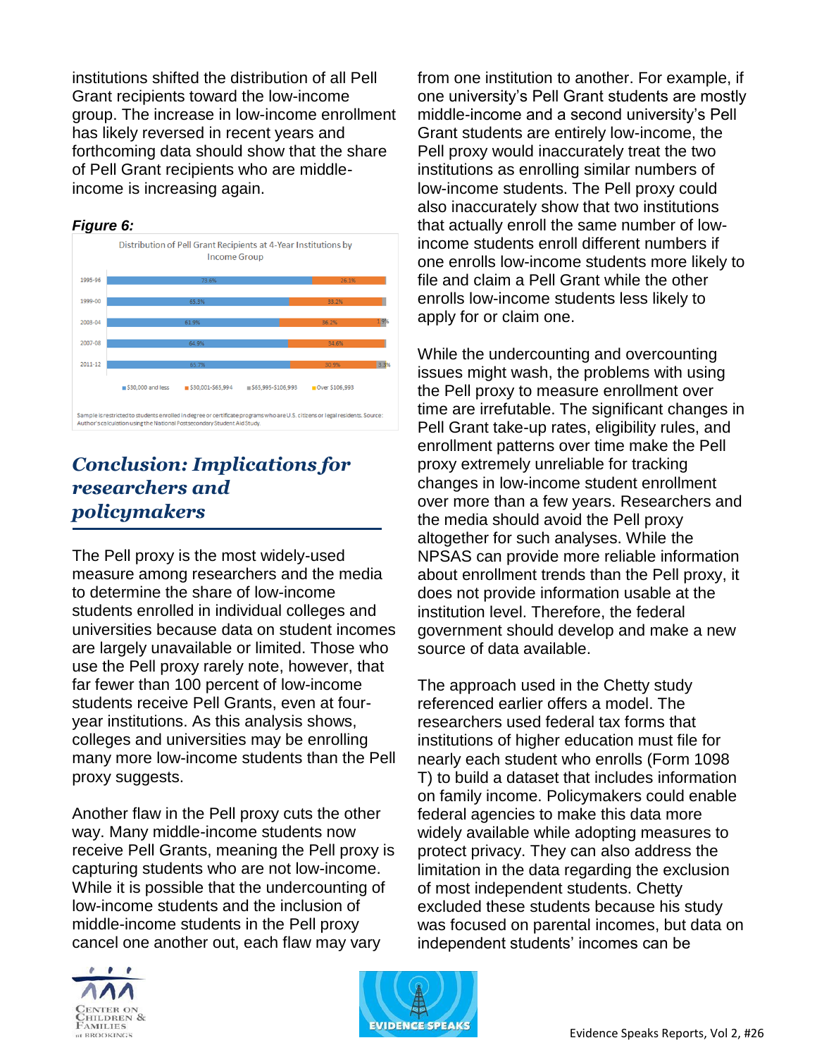institutions shifted the distribution of all Pell Grant recipients toward the low-income group. The increase in low-income enrollment has likely reversed in recent years and forthcoming data should show that the share of Pell Grant recipients who are middle-income is increasing again.

***Figure 6:***

Distribution of Pell Grant Recipients at 4-Year Institutions by Income Group

| | $30,000 and less | $30,001-$65,994 | $65,995-$106,993 | Over $106,993 |
|---|---|---|---|---|
| 1995-96 | 73.6% | 26.1% | | |
| 1999-00 | 65.3% | 33.2% | | |
| 2003-04 | 61.9% | 36.2% | 1.9% | |
| 2007-08 | 64.9% | 34.6% | | |
| 2011-12 | 65.7% | 30.9% | 3.3% | |

Sample is restricted to students enrolled in degree or certificate programs who are U.S. citizens or legal residents. Source: Author's calculation using the National Postsecondary Student Aid Study.

## *Conclusion: Implications for researchers and policymakers*

The Pell proxy is the most widely-used measure among researchers and the media to determine the share of low-income students enrolled in individual colleges and universities because data on student incomes are largely unavailable or limited. Those who use the Pell proxy rarely note, however, that far fewer than 100 percent of low-income students receive Pell Grants, even at four-year institutions. As this analysis shows, colleges and universities may be enrolling many more low-income students than the Pell proxy suggests.

Another flaw in the Pell proxy cuts the other way. Many middle-income students now receive Pell Grants, meaning the Pell proxy is capturing students who are not low-income. While it is possible that the undercounting of low-income students and the inclusion of middle-income students in the Pell proxy cancel one another out, each flaw may vary from one institution to another. For example, if one university's Pell Grant students are mostly middle-income and a second university's Pell Grant students are entirely low-income, the Pell proxy would inaccurately treat the two institutions as enrolling similar numbers of low-income students. The Pell proxy could also inaccurately show that two institutions that actually enroll the same number of low-income students enroll different numbers if one enrolls low-income students more likely to file and claim a Pell Grant while the other enrolls low-income students less likely to apply for or claim one.

While the undercounting and overcounting issues might wash, the problems with using the Pell proxy to measure enrollment over time are irrefutable. The significant changes in Pell Grant take-up rates, eligibility rules, and enrollment patterns over time make the Pell proxy extremely unreliable for tracking changes in low-income student enrollment over more than a few years. Researchers and the media should avoid the Pell proxy altogether for such analyses. While the NPSAS can provide more reliable information about enrollment trends than the Pell proxy, it does not provide information usable at the institution level. Therefore, the federal government should develop and make a new source of data available.

The approach used in the Chetty study referenced earlier offers a model. The researchers used federal tax forms that institutions of higher education must file for nearly each student who enrolls (Form 1098 T) to build a dataset that includes information on family income. Policymakers could enable federal agencies to make this data more widely available while adopting measures to protect privacy. They can also address the limitation in the data regarding the exclusion of most independent students. Chetty excluded these students because his study was focused on parental incomes, but data on independent students' incomes can be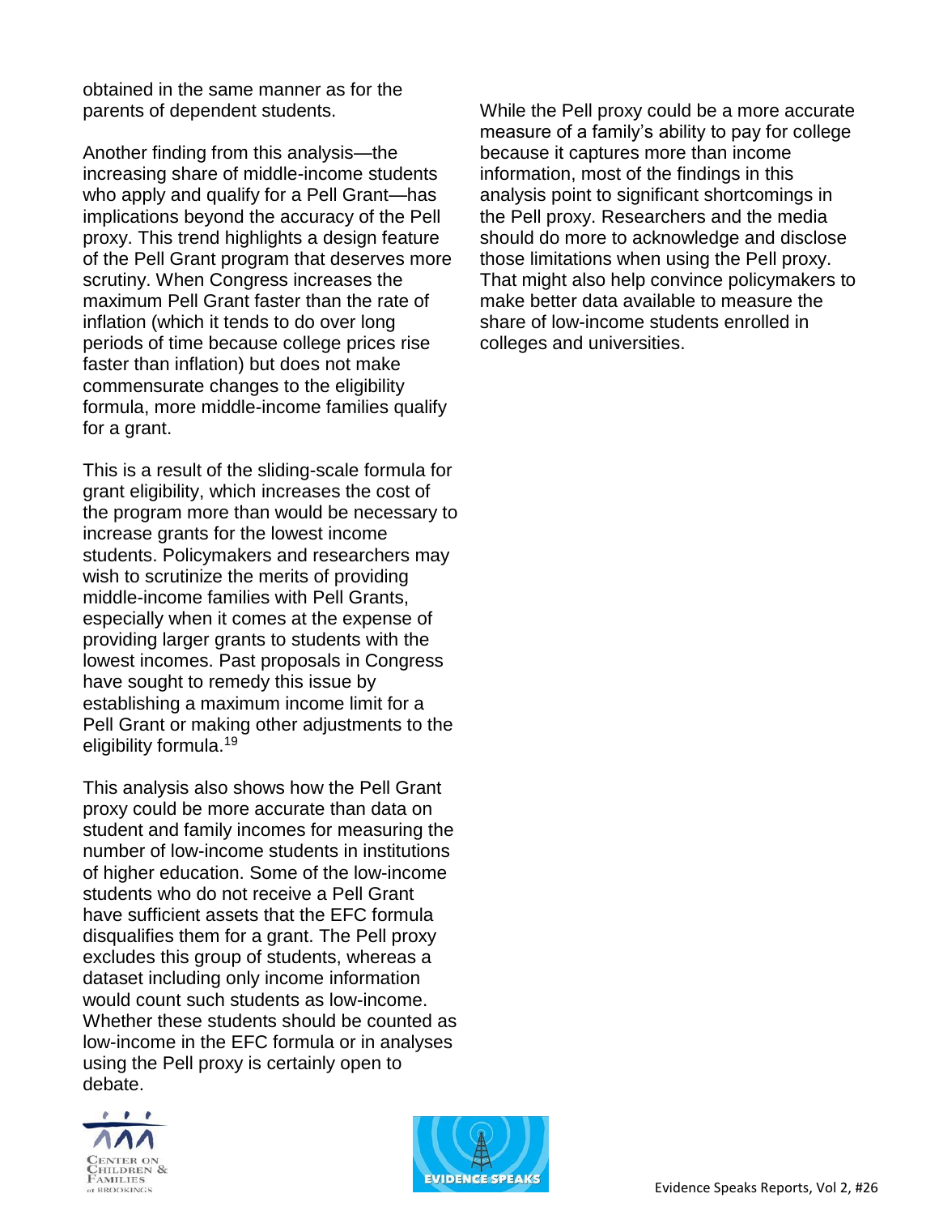obtained in the same manner as for the parents of dependent students.

Another finding from this analysis—the increasing share of middle-income students who apply and qualify for a Pell Grant—has implications beyond the accuracy of the Pell proxy. This trend highlights a design feature of the Pell Grant program that deserves more scrutiny. When Congress increases the maximum Pell Grant faster than the rate of inflation (which it tends to do over long periods of time because college prices rise faster than inflation) but does not make commensurate changes to the eligibility formula, more middle-income families qualify for a grant.

This is a result of the sliding-scale formula for grant eligibility, which increases the cost of the program more than would be necessary to increase grants for the lowest income students. Policymakers and researchers may wish to scrutinize the merits of providing middle-income families with Pell Grants, especially when it comes at the expense of providing larger grants to students with the lowest incomes. Past proposals in Congress have sought to remedy this issue by establishing a maximum income limit for a Pell Grant or making other adjustments to the eligibility formula.[19]

This analysis also shows how the Pell Grant proxy could be more accurate than data on student and family incomes for measuring the number of low-income students in institutions of higher education. Some of the low-income students who do not receive a Pell Grant have sufficient assets that the EFC formula disqualifies them for a grant. The Pell proxy excludes this group of students, whereas a dataset including only income information would count such students as low-income. Whether these students should be counted as low-income in the EFC formula or in analyses using the Pell proxy is certainly open to debate.

While the Pell proxy could be a more accurate measure of a family's ability to pay for college because it captures more than income information, most of the findings in this analysis point to significant shortcomings in the Pell proxy. Researchers and the media should do more to acknowledge and disclose those limitations when using the Pell proxy. That might also help convince policymakers to make better data available to measure the share of low-income students enrolled in colleges and universities.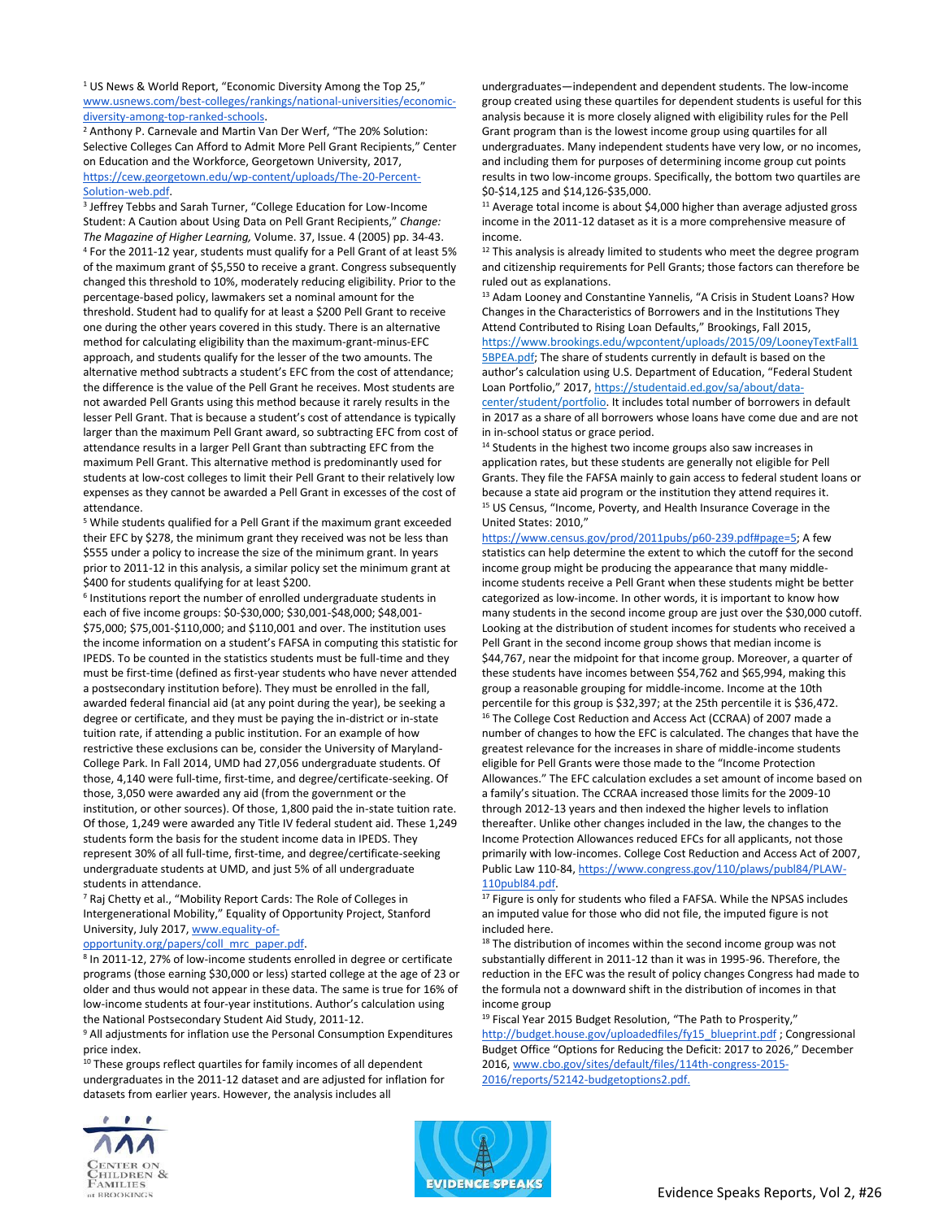[1] US News & World Report, "Economic Diversity Among the Top 25," www.usnews.com/best-colleges/rankings/national-universities/economic-diversity-among-top-ranked-schools.

[2] Anthony P. Carnevale and Martin Van Der Werf, "The 20% Solution: Selective Colleges Can Afford to Admit More Pell Grant Recipients," Center on Education and the Workforce, Georgetown University, 2017, https://cew.georgetown.edu/wp-content/uploads/The-20-Percent-Solution-web.pdf.

[3] Jeffrey Tebbs and Sarah Turner, "College Education for Low-Income Student: A Caution about Using Data on Pell Grant Recipients," *Change: The Magazine of Higher Learning,* Volume. 37, Issue. 4 (2005) pp. 34-43.

[4] For the 2011-12 year, students must qualify for a Pell Grant of at least 5% of the maximum grant of $5,550 to receive a grant. Congress subsequently changed this threshold to 10%, moderately reducing eligibility. Prior to the percentage-based policy, lawmakers set a nominal amount for the threshold. Student had to qualify for at least a $200 Pell Grant to receive one during the other years covered in this study. There is an alternative method for calculating eligibility than the maximum-grant-minus-EFC approach, and students qualify for the lesser of the two amounts. The alternative method subtracts a student's EFC from the cost of attendance; the difference is the value of the Pell Grant he receives. Most students are not awarded Pell Grants using this method because it rarely results in the lesser Pell Grant. That is because a student's cost of attendance is typically larger than the maximum Pell Grant award, so subtracting EFC from cost of attendance results in a larger Pell Grant than subtracting EFC from the maximum Pell Grant. This alternative method is predominantly used for students at low-cost colleges to limit their Pell Grant to their relatively low expenses as they cannot be awarded a Pell Grant in excesses of the cost of attendance.

[5] While students qualified for a Pell Grant if the maximum grant exceeded their EFC by $278, the minimum grant they received was not be less than $555 under a policy to increase the size of the minimum grant. In years prior to 2011-12 in this analysis, a similar policy set the minimum grant at $400 for students qualifying for at least $200.

[6] Institutions report the number of enrolled undergraduate students in each of five income groups: $0-$30,000; $30,001-$48,000; $48,001-$75,000; $75,001-$110,000; and $110,001 and over. The institution uses the income information on a student's FAFSA in computing this statistic for IPEDS. To be counted in the statistics students must be full-time and they must be first-time (defined as first-year students who have never attended a postsecondary institution before). They must be enrolled in the fall, awarded federal financial aid (at any point during the year), be seeking a degree or certificate, and they must be paying the in-district or in-state tuition rate, if attending a public institution. For an example of how restrictive these exclusions can be, consider the University of Maryland-College Park. In Fall 2014, UMD had 27,056 undergraduate students. Of those, 4,140 were full-time, first-time, and degree/certificate-seeking. Of those, 3,050 were awarded any aid (from the government or the institution, or other sources). Of those, 1,800 paid the in-state tuition rate. Of those, 1,249 were awarded any Title IV federal student aid. These 1,249 students form the basis for the student income data in IPEDS. They represent 30% of all full-time, first-time, and degree/certificate-seeking undergraduate students at UMD, and just 5% of all undergraduate students in attendance.

[7] Raj Chetty et al., "Mobility Report Cards: The Role of Colleges in Intergenerational Mobility," Equality of Opportunity Project, Stanford University, July 2017, www.equality-of-opportunity.org/papers/coll_mrc_paper.pdf.

[8] In 2011-12, 27% of low-income students enrolled in degree or certificate programs (those earning $30,000 or less) started college at the age of 23 or older and thus would not appear in these data. The same is true for 16% of low-income students at four-year institutions. Author's calculation using the National Postsecondary Student Aid Study, 2011-12.

[9] All adjustments for inflation use the Personal Consumption Expenditures price index.

[10] These groups reflect quartiles for family incomes of all dependent undergraduates in the 2011-12 dataset and are adjusted for inflation for datasets from earlier years. However, the analysis includes all undergraduates—independent and dependent students. The low-income group created using these quartiles for dependent students is useful for this analysis because it is more closely aligned with eligibility rules for the Pell Grant program than is the lowest income group using quartiles for all undergraduates. Many independent students have very low, or no incomes, and including them for purposes of determining income group cut points results in two low-income groups. Specifically, the bottom two quartiles are $0-$14,125 and $14,126-$35,000.

[11] Average total income is about $4,000 higher than average adjusted gross income in the 2011-12 dataset as it is a more comprehensive measure of income.

[12] This analysis is already limited to students who meet the degree program and citizenship requirements for Pell Grants; those factors can therefore be ruled out as explanations.

[13] Adam Looney and Constantine Yannelis, "A Crisis in Student Loans? How Changes in the Characteristics of Borrowers and in the Institutions They Attend Contributed to Rising Loan Defaults," Brookings, Fall 2015, https://www.brookings.edu/wpcontent/uploads/2015/09/LooneyTextFall15BPEA.pdf; The share of students currently in default is based on the author's calculation using U.S. Department of Education, "Federal Student Loan Portfolio," 2017, https://studentaid.ed.gov/sa/about/data-center/student/portfolio. It includes total number of borrowers in default in 2017 as a share of all borrowers whose loans have come due and are not in in-school status or grace period.

[14] Students in the highest two income groups also saw increases in application rates, but these students are generally not eligible for Pell Grants. They file the FAFSA mainly to gain access to federal student loans or because a state aid program or the institution they attend requires it.

[15] US Census, "Income, Poverty, and Health Insurance Coverage in the United States: 2010," https://www.census.gov/prod/2011pubs/p60-239.pdf#page=5; A few statistics can help determine the extent to which the cutoff for the second income group might be producing the appearance that many middle-income students receive a Pell Grant when these students might be better categorized as low-income. In other words, it is important to know how many students in the second income group are just over the $30,000 cutoff. Looking at the distribution of student incomes for students who received a Pell Grant in the second income group shows that median income is $44,767, near the midpoint for that income group. Moreover, a quarter of these students have incomes between $54,762 and $65,994, making this group a reasonable grouping for middle-income. Income at the 10th percentile for this group is $32,397; at the 25th percentile it is $36,472.

[16] The College Cost Reduction and Access Act (CCRAA) of 2007 made a number of changes to how the EFC is calculated. The changes that have the greatest relevance for the increases in share of middle-income students eligible for Pell Grants were those made to the "Income Protection Allowances." The EFC calculation excludes a set amount of income based on a family's situation. The CCRAA increased those limits for the 2009-10 through 2012-13 years and then indexed the higher levels to inflation thereafter. Unlike other changes included in the law, the changes to the Income Protection Allowances reduced EFCs for all applicants, not those primarily with low-incomes. College Cost Reduction and Access Act of 2007, Public Law 110-84, https://www.congress.gov/110/plaws/publ84/PLAW-110publ84.pdf.

[17] Figure is only for students who filed a FAFSA. While the NPSAS includes an imputed value for those who did not file, the imputed figure is not included here.

[18] The distribution of incomes within the second income group was not substantially different in 2011-12 than it was in 1995-96. Therefore, the reduction in the EFC was the result of policy changes Congress had made to the formula not a downward shift in the distribution of incomes in that income group

[19] Fiscal Year 2015 Budget Resolution, "The Path to Prosperity," http://budget.house.gov/uploadedfiles/fy15_blueprint.pdf ; Congressional Budget Office "Options for Reducing the Deficit: 2017 to 2026," December 2016, www.cbo.gov/sites/default/files/114th-congress-2015-2016/reports/52142-budgetoptions2.pdf.